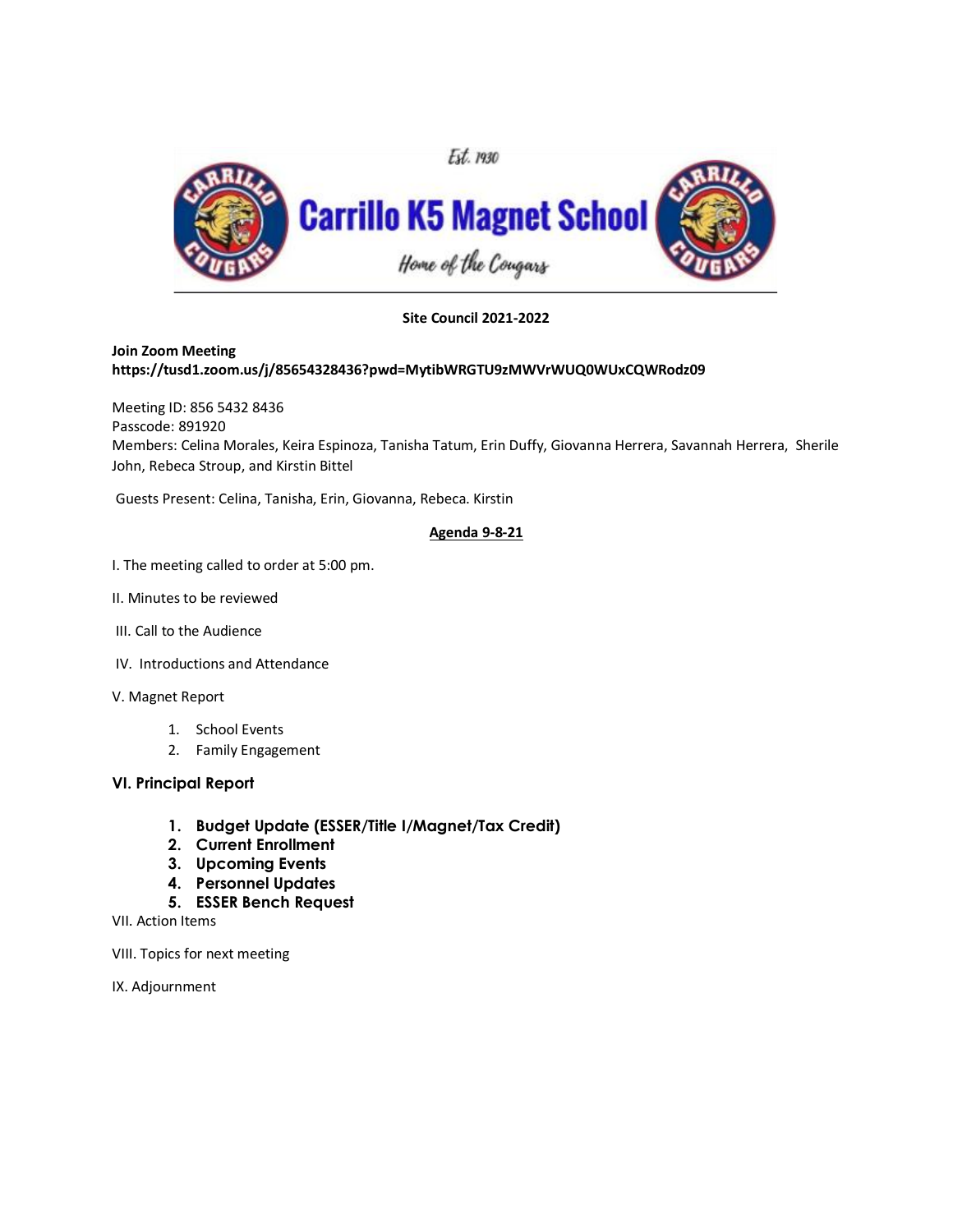Est. 1930

# Carrillo K5 Magnet School

*Home of the Cougars*

**Site Council 2021-2022**

**Join Zoom Meeting**
**https://tusd1.zoom.us/j/85654328436?pwd=MytibWRGTU9zMWVrWUQ0WUxCQWRodz09**

Meeting ID: 856 5432 8436
Passcode: 891920
Members: Celina Morales, Keira Espinoza, Tanisha Tatum, Erin Duffy, Giovanna Herrera, Savannah Herrera, Sherile John, Rebeca Stroup, and Kirstin Bittel

Guests Present: Celina, Tanisha, Erin, Giovanna, Rebeca. Kirstin

**Agenda 9-8-21**

I. The meeting called to order at 5:00 pm.

II. Minutes to be reviewed

III. Call to the Audience

IV. Introductions and Attendance

V. Magnet Report

1. School Events
2. Family Engagement

**VI. Principal Report**

1. **Budget Update (ESSER/Title I/Magnet/Tax Credit)**
2. **Current Enrollment**
3. **Upcoming Events**
4. **Personnel Updates**
5. **ESSER Bench Request**

VII. Action Items

VIII. Topics for next meeting

IX. Adjournment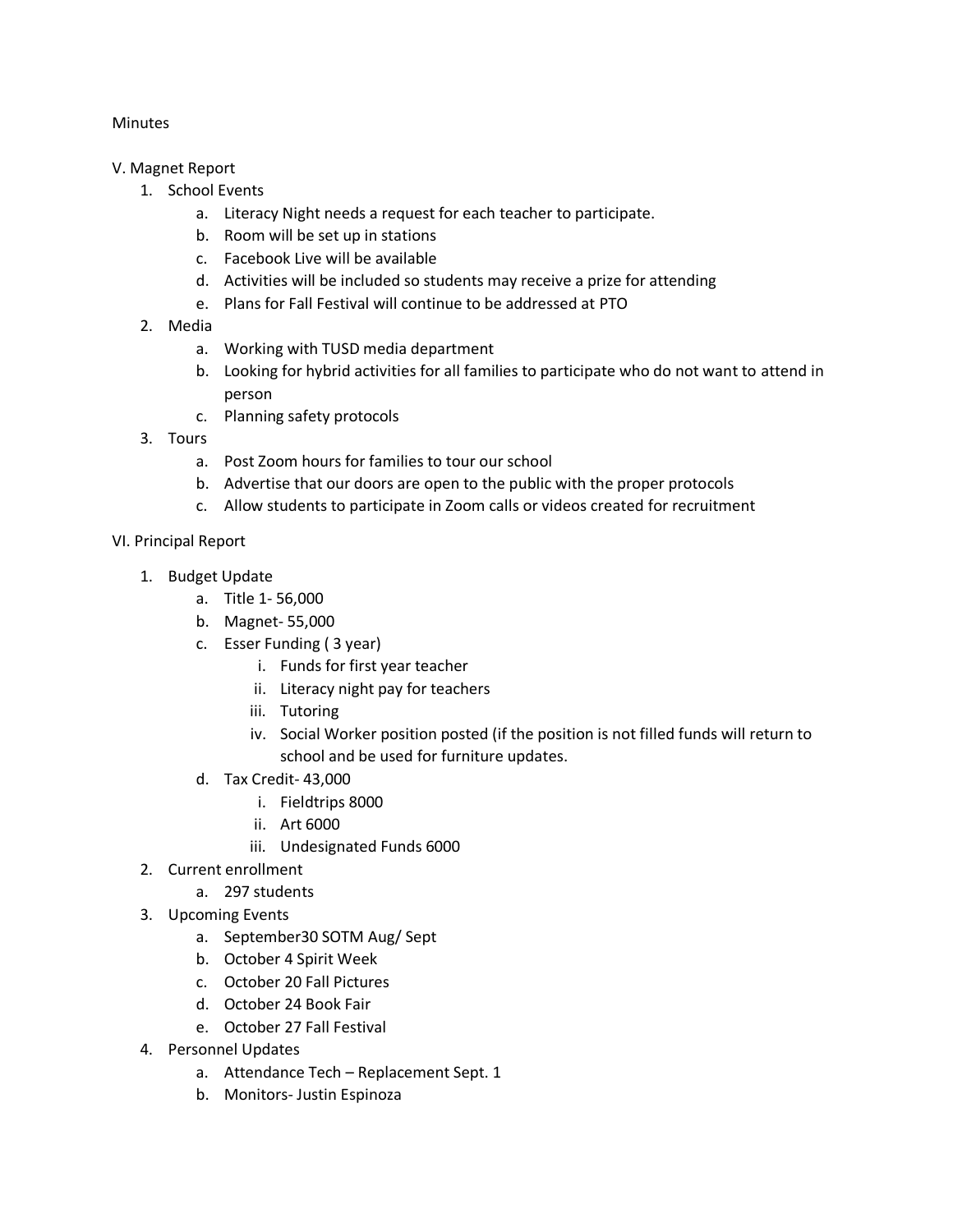Minutes

V. Magnet Report

1. School Events
   a. Literacy Night needs a request for each teacher to participate.
   b. Room will be set up in stations
   c. Facebook Live will be available
   d. Activities will be included so students may receive a prize for attending
   e. Plans for Fall Festival will continue to be addressed at PTO
2. Media
   a. Working with TUSD media department
   b. Looking for hybrid activities for all families to participate who do not want to attend in person
   c. Planning safety protocols
3. Tours
   a. Post Zoom hours for families to tour our school
   b. Advertise that our doors are open to the public with the proper protocols
   c. Allow students to participate in Zoom calls or videos created for recruitment

VI. Principal Report

1. Budget Update
   a. Title 1- 56,000
   b. Magnet- 55,000
   c. Esser Funding ( 3 year)
      i. Funds for first year teacher
      ii. Literacy night pay for teachers
      iii. Tutoring
      iv. Social Worker position posted (if the position is not filled funds will return to school and be used for furniture updates.
   d. Tax Credit- 43,000
      i. Fieldtrips 8000
      ii. Art 6000
      iii. Undesignated Funds 6000
2. Current enrollment
   a. 297 students
3. Upcoming Events
   a. September30 SOTM Aug/ Sept
   b. October 4 Spirit Week
   c. October 20 Fall Pictures
   d. October 24 Book Fair
   e. October 27 Fall Festival
4. Personnel Updates
   a. Attendance Tech – Replacement Sept. 1
   b. Monitors- Justin Espinoza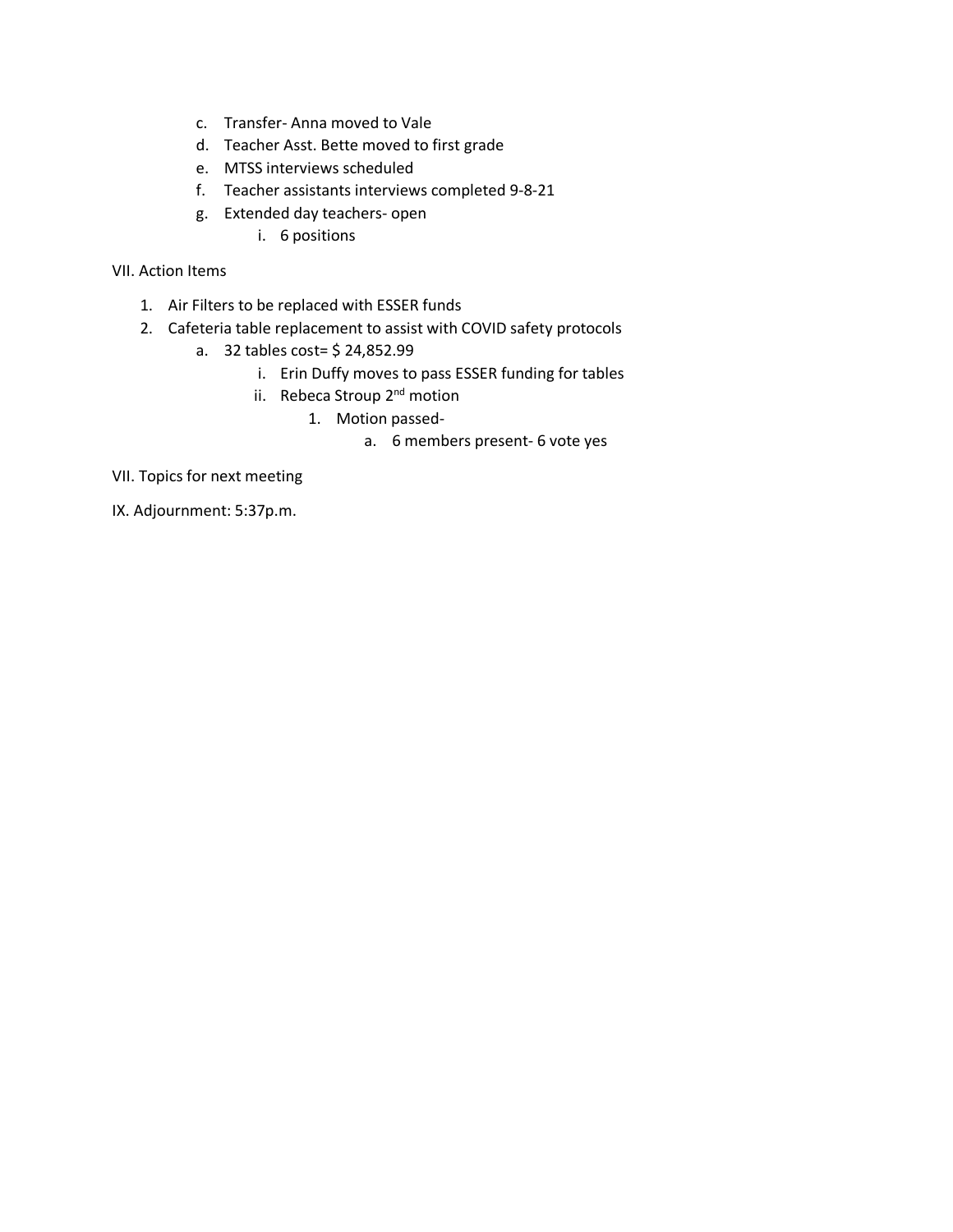c. Transfer- Anna moved to Vale
   d. Teacher Asst. Bette moved to first grade
   e. MTSS interviews scheduled
   f. Teacher assistants interviews completed 9-8-21
   g. Extended day teachers- open
      i. 6 positions

VII. Action Items

1. Air Filters to be replaced with ESSER funds
2. Cafeteria table replacement to assist with COVID safety protocols
   a. 32 tables cost= $ 24,852.99
      i. Erin Duffy moves to pass ESSER funding for tables
      ii. Rebeca Stroup 2nd motion
         1. Motion passed-
            a. 6 members present- 6 vote yes

VII. Topics for next meeting

IX. Adjournment: 5:37p.m.